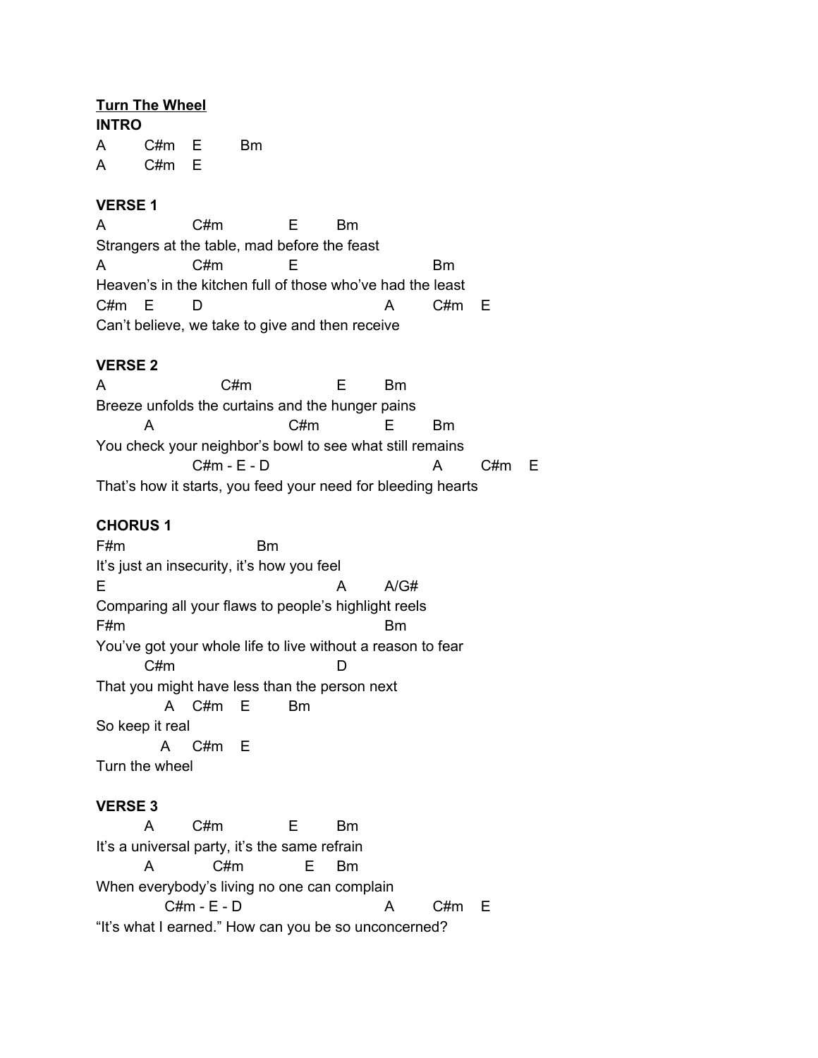**Turn The Wheel**

**INTRO**

```
A         C#m    E         Bm
A         C#m    E
```

**VERSE 1**

```
A                C#m              E         Bm
Strangers at the table, mad before the feast
A                C#m              E                         Bm
Heaven's in the kitchen full of those who've had the least
C#m    E        D                                  A        C#m    E
Can't believe, we take to give and then receive
```

**VERSE 2**

```
A                       C#m                  E         Bm
Breeze unfolds the curtains and the hunger pains
        A                          C#m              E         Bm
You check your neighbor's bowl to see what still remains
                 C#m - E - D                                 A        C#m    E
That's how it starts, you feed your need for bleeding hearts
```

**CHORUS 1**

```
F#m                          Bm
It's just an insecurity, it's how you feel
E                                          A        A/G#
Comparing all your flaws to people's highlight reels
F#m                                                 Bm
You've got your whole life to live without a reason to fear
         C#m                               D
That you might have less than the person next
             A    C#m    E         Bm
So keep it real
            A     C#m    E
Turn the wheel
```

**VERSE 3**

```
         A        C#m              E         Bm
It's a universal party, it's the same refrain
         A            C#m             E     Bm
When everybody's living no one can complain
              C#m - E - D                              A        C#m    E
"It's what I earned." How can you be so unconcerned?
```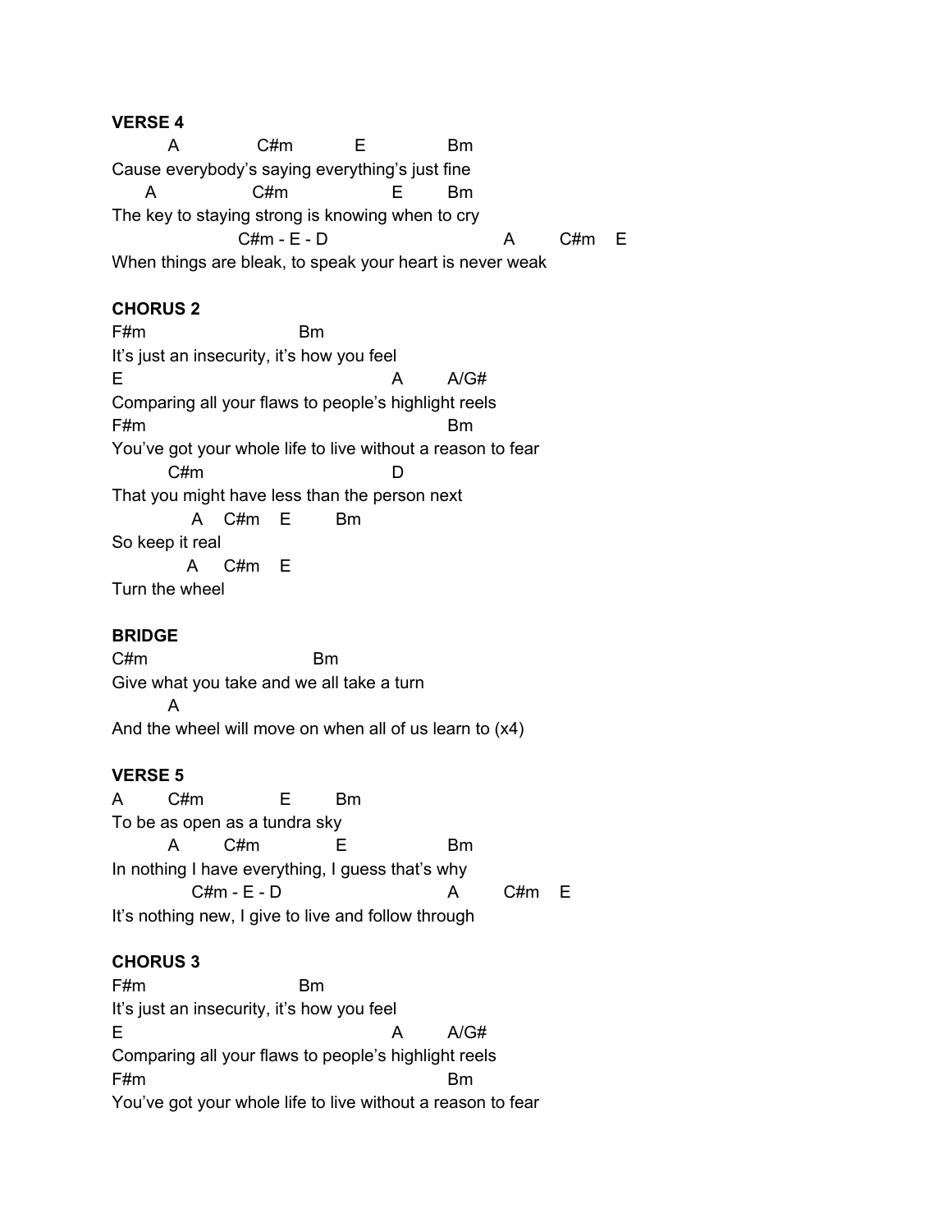**VERSE 4**

```
         A               C#m            E                Bm
Cause everybody's saying everything's just fine
      A                   C#m                      E          Bm
The key to staying strong is knowing when to cry
                       C#m - E - D                                  A         C#m     E
When things are bleak, to speak your heart is never weak
```

**CHORUS 2**

```
F#m                              Bm
It's just an insecurity, it's how you feel
E                                                     A          A/G#
Comparing all your flaws to people's highlight reels
F#m                                                          Bm
You've got your whole life to live without a reason to fear
           C#m                                        D
That you might have less than the person next
              A     C#m    E          Bm
So keep it real
             A      C#m    E
Turn the wheel
```

**BRIDGE**

```
C#m                                Bm
Give what you take and we all take a turn
         A
And the wheel will move on when all of us learn to (x4)
```

**VERSE 5**

```
A         C#m              E          Bm
To be as open as a tundra sky
         A         C#m               E                    Bm
In nothing I have everything, I guess that's why
                C#m - E - D                          A          C#m     E
It's nothing new, I give to live and follow through
```

**CHORUS 3**

```
F#m                              Bm
It's just an insecurity, it's how you feel
E                                                     A          A/G#
Comparing all your flaws to people's highlight reels
F#m                                                          Bm
You've got your whole life to live without a reason to fear
```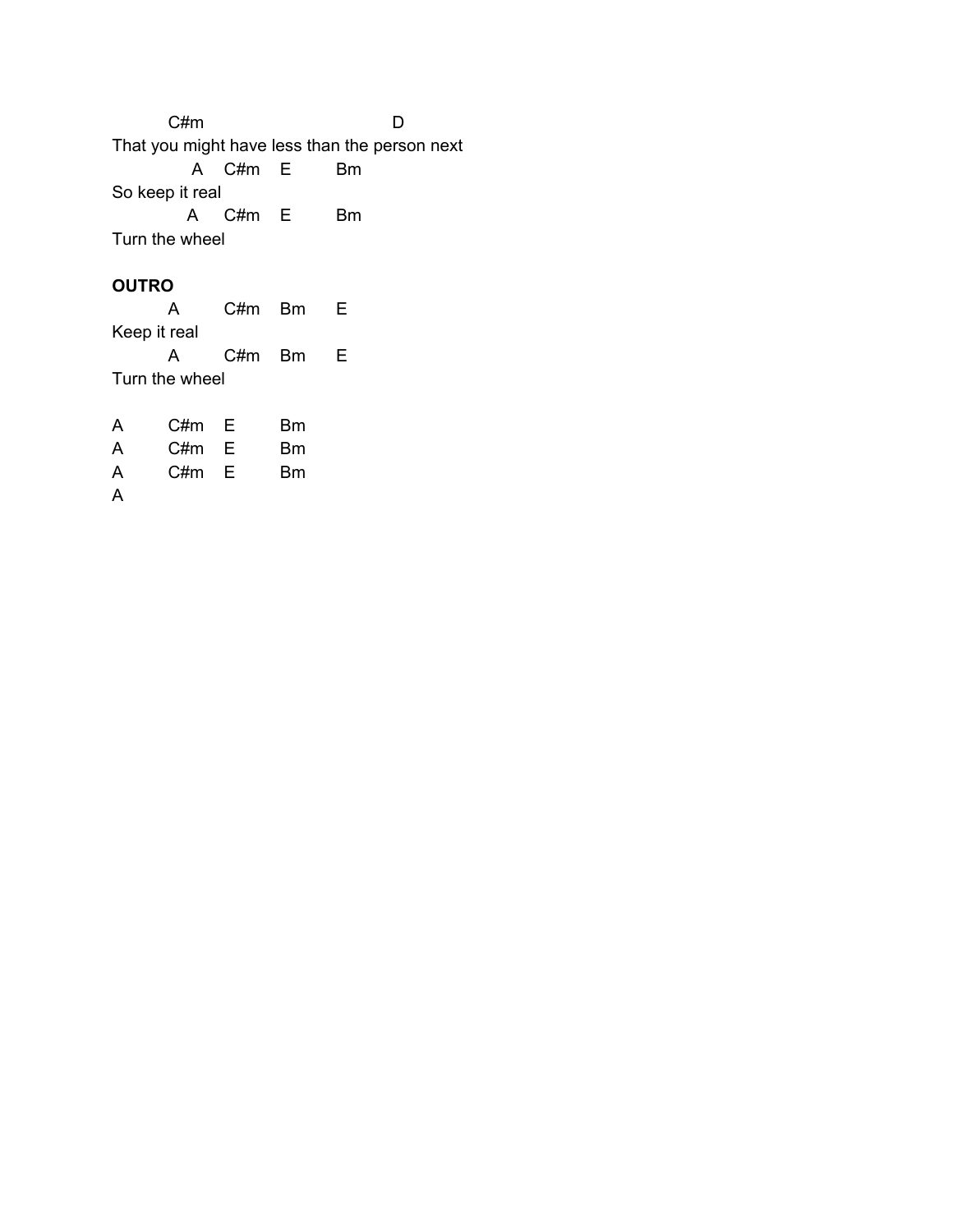```
         C#m                                    D
That you might have less than the person next
              A    C#m    E         Bm
So keep it real
             A     C#m    E         Bm
Turn the wheel
```

**OUTRO**

```
         A         C#m    Bm      E
Keep it real
         A         C#m    Bm      E
Turn the wheel

A        C#m    E         Bm
A        C#m    E         Bm
A        C#m    E         Bm
A
```